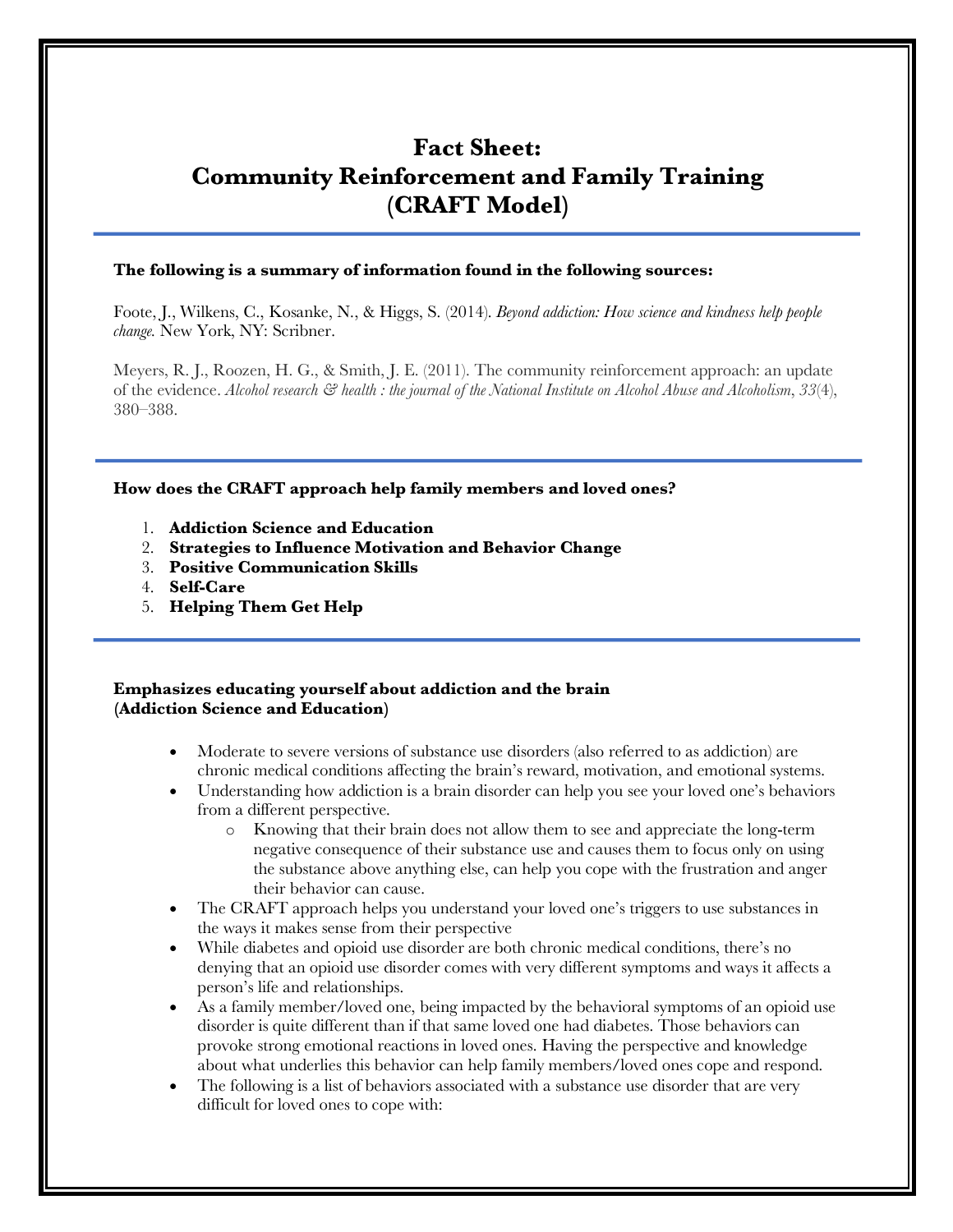# Fact Sheet: Community Reinforcement and Family Training (CRAFT Model)

**The following is a summary of information found in the following sources:**

Foote, J., Wilkens, C., Kosanke, N., & Higgs, S. (2014). *Beyond addiction: How science and kindness help people change.* New York, NY: Scribner.

Meyers, R. J., Roozen, H. G., & Smith, J. E. (2011). The community reinforcement approach: an update of the evidence. *Alcohol research & health : the journal of the National Institute on Alcohol Abuse and Alcoholism*, *33*(4), 380–388.

**How does the CRAFT approach help family members and loved ones?**

1. **Addiction Science and Education**
2. **Strategies to Influence Motivation and Behavior Change**
3. **Positive Communication Skills**
4. **Self-Care**
5. **Helping Them Get Help**

**Emphasizes educating yourself about addiction and the brain (Addiction Science and Education)**

- Moderate to severe versions of substance use disorders (also referred to as addiction) are chronic medical conditions affecting the brain's reward, motivation, and emotional systems.
- Understanding how addiction is a brain disorder can help you see your loved one's behaviors from a different perspective.
    - Knowing that their brain does not allow them to see and appreciate the long-term negative consequence of their substance use and causes them to focus only on using the substance above anything else, can help you cope with the frustration and anger their behavior can cause.
- The CRAFT approach helps you understand your loved one's triggers to use substances in the ways it makes sense from their perspective
- While diabetes and opioid use disorder are both chronic medical conditions, there's no denying that an opioid use disorder comes with very different symptoms and ways it affects a person's life and relationships.
- As a family member/loved one, being impacted by the behavioral symptoms of an opioid use disorder is quite different than if that same loved one had diabetes. Those behaviors can provoke strong emotional reactions in loved ones. Having the perspective and knowledge about what underlies this behavior can help family members/loved ones cope and respond.
- The following is a list of behaviors associated with a substance use disorder that are very difficult for loved ones to cope with: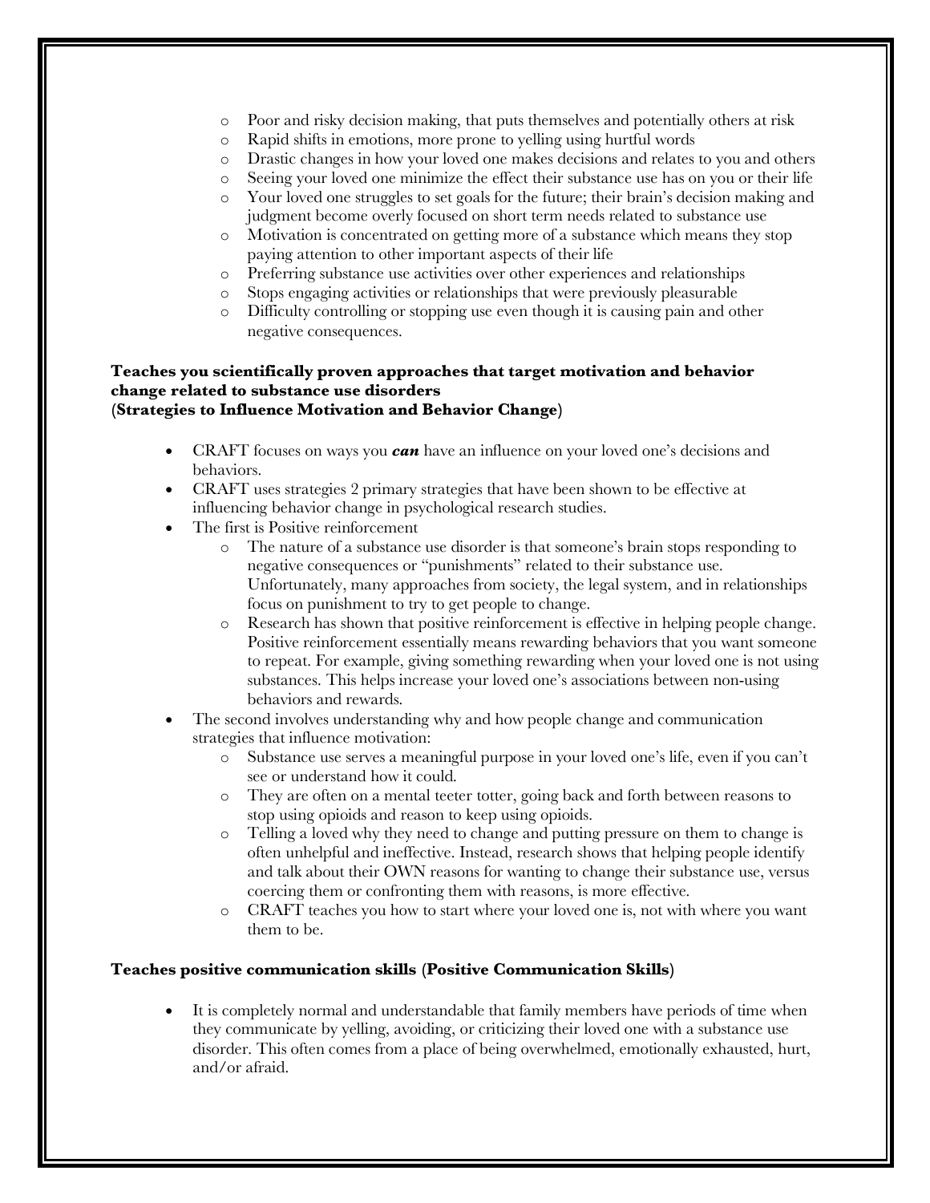- Poor and risky decision making, that puts themselves and potentially others at risk
    - Rapid shifts in emotions, more prone to yelling using hurtful words
    - Drastic changes in how your loved one makes decisions and relates to you and others
    - Seeing your loved one minimize the effect their substance use has on you or their life
    - Your loved one struggles to set goals for the future; their brain's decision making and judgment become overly focused on short term needs related to substance use
    - Motivation is concentrated on getting more of a substance which means they stop paying attention to other important aspects of their life
    - Preferring substance use activities over other experiences and relationships
    - Stops engaging activities or relationships that were previously pleasurable
    - Difficulty controlling or stopping use even though it is causing pain and other negative consequences.

**Teaches you scientifically proven approaches that target motivation and behavior change related to substance use disorders**
**(Strategies to Influence Motivation and Behavior Change)**

- CRAFT focuses on ways you ***can*** have an influence on your loved one's decisions and behaviors.
- CRAFT uses strategies 2 primary strategies that have been shown to be effective at influencing behavior change in psychological research studies.
- The first is Positive reinforcement
    - The nature of a substance use disorder is that someone's brain stops responding to negative consequences or "punishments" related to their substance use. Unfortunately, many approaches from society, the legal system, and in relationships focus on punishment to try to get people to change.
    - Research has shown that positive reinforcement is effective in helping people change. Positive reinforcement essentially means rewarding behaviors that you want someone to repeat. For example, giving something rewarding when your loved one is not using substances. This helps increase your loved one's associations between non-using behaviors and rewards.
- The second involves understanding why and how people change and communication strategies that influence motivation:
    - Substance use serves a meaningful purpose in your loved one's life, even if you can't see or understand how it could.
    - They are often on a mental teeter totter, going back and forth between reasons to stop using opioids and reason to keep using opioids.
    - Telling a loved why they need to change and putting pressure on them to change is often unhelpful and ineffective. Instead, research shows that helping people identify and talk about their OWN reasons for wanting to change their substance use, versus coercing them or confronting them with reasons, is more effective.
    - CRAFT teaches you how to start where your loved one is, not with where you want them to be.

**Teaches positive communication skills (Positive Communication Skills)**

- It is completely normal and understandable that family members have periods of time when they communicate by yelling, avoiding, or criticizing their loved one with a substance use disorder. This often comes from a place of being overwhelmed, emotionally exhausted, hurt, and/or afraid.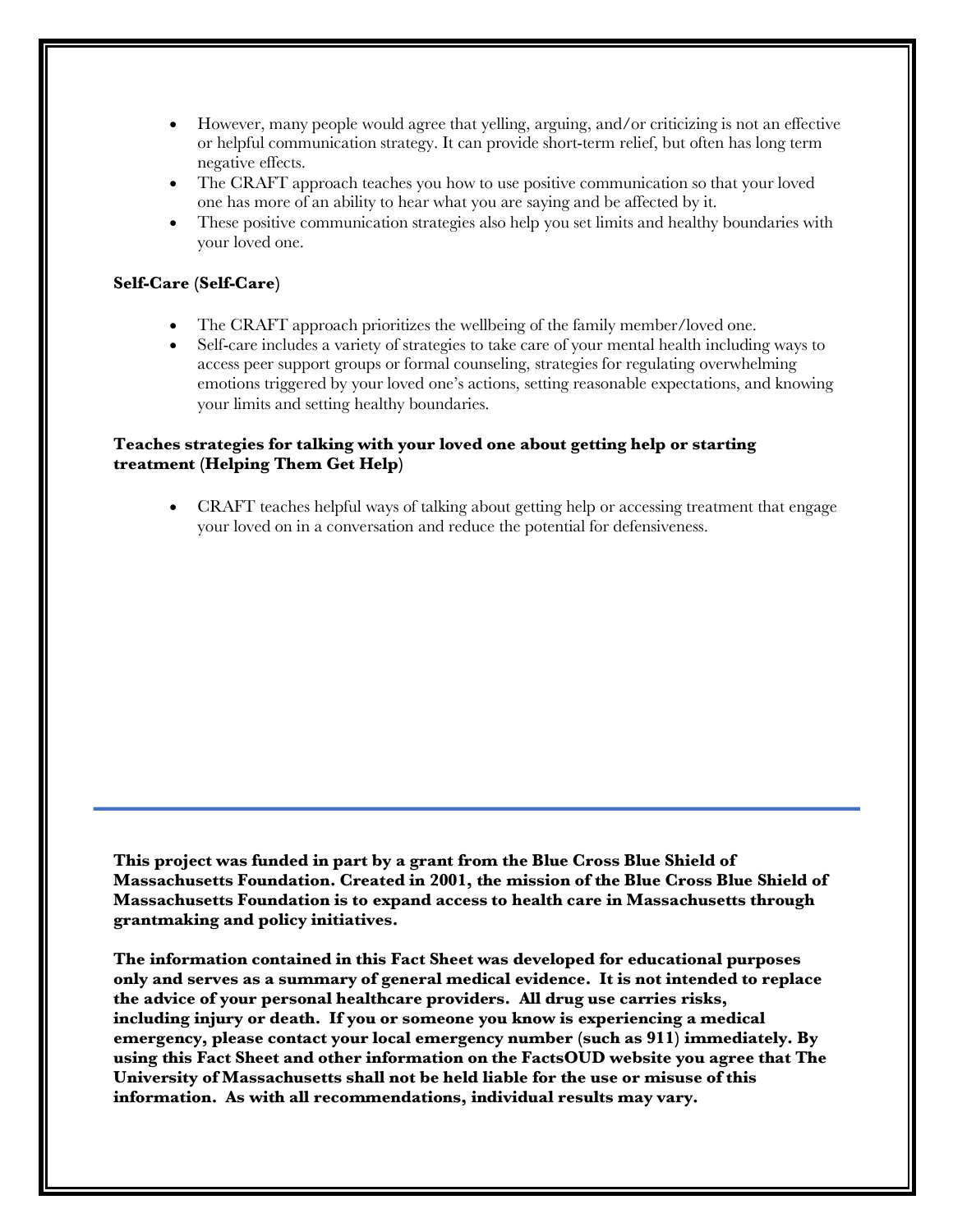- However, many people would agree that yelling, arguing, and/or criticizing is not an effective or helpful communication strategy. It can provide short-term relief, but often has long term negative effects.
- The CRAFT approach teaches you how to use positive communication so that your loved one has more of an ability to hear what you are saying and be affected by it.
- These positive communication strategies also help you set limits and healthy boundaries with your loved one.

**Self-Care (Self-Care)**

- The CRAFT approach prioritizes the wellbeing of the family member/loved one.
- Self-care includes a variety of strategies to take care of your mental health including ways to access peer support groups or formal counseling, strategies for regulating overwhelming emotions triggered by your loved one's actions, setting reasonable expectations, and knowing your limits and setting healthy boundaries.

**Teaches strategies for talking with your loved one about getting help or starting treatment (Helping Them Get Help)**

- CRAFT teaches helpful ways of talking about getting help or accessing treatment that engage your loved on in a conversation and reduce the potential for defensiveness.

---

**This project was funded in part by a grant from the Blue Cross Blue Shield of Massachusetts Foundation. Created in 2001, the mission of the Blue Cross Blue Shield of Massachusetts Foundation is to expand access to health care in Massachusetts through grantmaking and policy initiatives.**

**The information contained in this Fact Sheet was developed for educational purposes only and serves as a summary of general medical evidence. It is not intended to replace the advice of your personal healthcare providers. All drug use carries risks, including injury or death. If you or someone you know is experiencing a medical emergency, please contact your local emergency number (such as 911) immediately. By using this Fact Sheet and other information on the FactsOUD website you agree that The University of Massachusetts shall not be held liable for the use or misuse of this information. As with all recommendations, individual results may vary.**